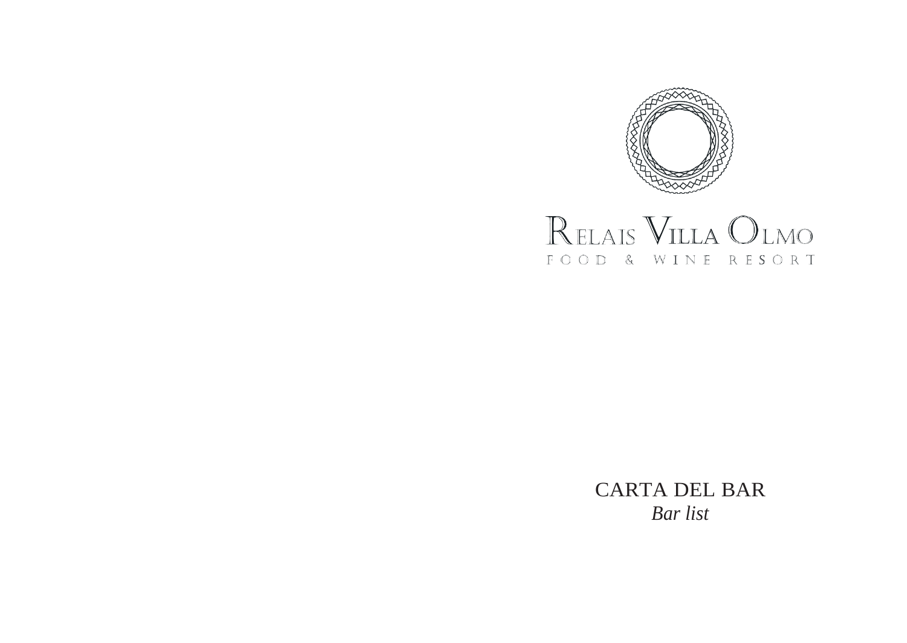# Relais Villa Olmo

FOOD & WINE RESORT

## CARTA DEL BAR

*Bar list*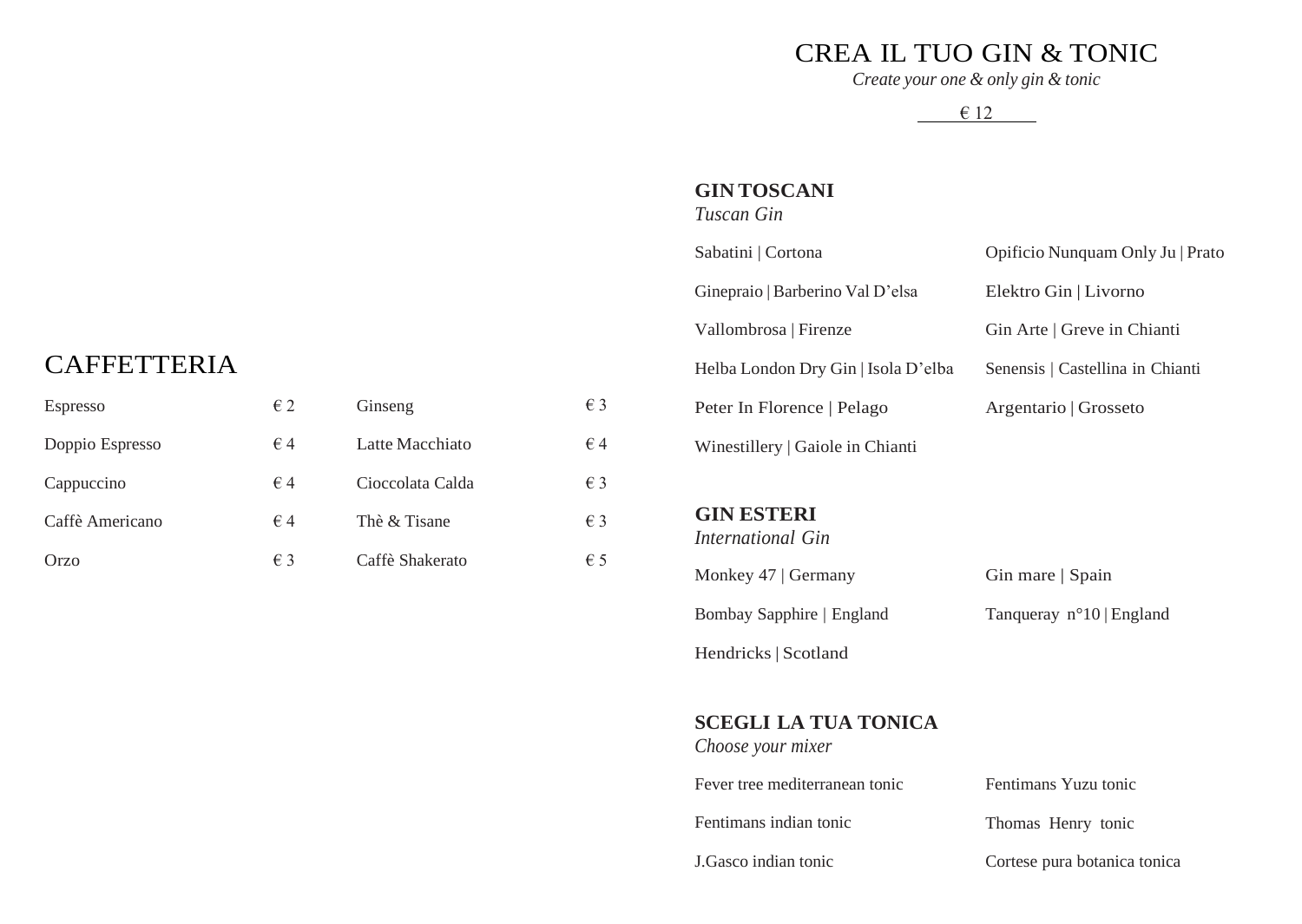# CAFFETTERIA

| | | | |
|---|---|---|---|
| Espresso | € 2 | Ginseng | € 3 |
| Doppio Espresso | € 4 | Latte Macchiato | € 4 |
| Cappuccino | € 4 | Cioccolata Calda | € 3 |
| Caffè Americano | € 4 | Thè & Tisane | € 3 |
| Orzo | € 3 | Caffè Shakerato | € 5 |

# CREA IL TUO GIN & TONIC

*Create your one & only gin & tonic*

€ 12

## GIN TOSCANI

*Tuscan Gin*

- Sabatini | Cortona
- Ginepraio | Barberino Val D'elsa
- Vallombrosa | Firenze
- Helba London Dry Gin | Isola D'elba
- Peter In Florence | Pelago
- Winestillery | Gaiole in Chianti
- Opificio Nunquam Only Ju | Prato
- Elektro Gin | Livorno
- Gin Arte | Greve in Chianti
- Senensis | Castellina in Chianti
- Argentario | Grosseto

## GIN ESTERI

*International Gin*

- Monkey 47 | Germany
- Bombay Sapphire | England
- Hendricks | Scotland
- Gin mare | Spain
- Tanqueray n°10 | England

## SCEGLI LA TUA TONICA

*Choose your mixer*

- Fever tree mediterranean tonic
- Fentimans indian tonic
- J.Gasco indian tonic
- Fentimans Yuzu tonic
- Thomas Henry tonic
- Cortese pura botanica tonica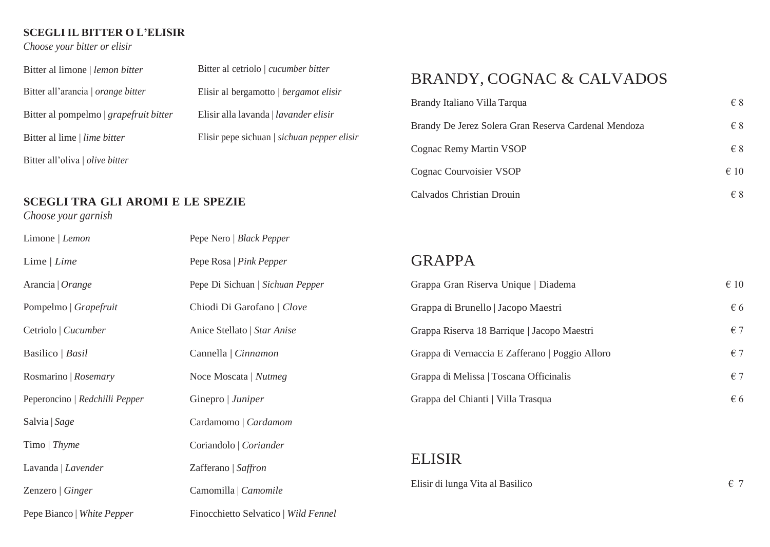**SCEGLI IL BITTER O L'ELISIR**
*Choose your bitter or elisir*

Bitter al limone | *lemon bitter*

Bitter all'arancia | *orange bitter*

Bitter al pompelmo | *grapefruit bitter*

Bitter al lime | *lime bitter*

Bitter all'oliva | *olive bitter*

Bitter al cetriolo | *cucumber bitter*

Elisir al bergamotto | *bergamot elisir*

Elisir alla lavanda | *lavander elisir*

Elisir pepe sichuan | *sichuan pepper elisir*

**SCEGLI TRA GLI AROMI E LE SPEZIE**
*Choose your garnish*

Limone | *Lemon*

Lime | *Lime*

Arancia | *Orange*

Pompelmo | *Grapefruit*

Cetriolo | *Cucumber*

Basilico | *Basil*

Rosmarino | *Rosemary*

Peperoncino | *Redchilli Pepper*

Salvia | *Sage*

Timo | *Thyme*

Lavanda | *Lavender*

Zenzero | *Ginger*

Pepe Bianco | *White Pepper*

Pepe Nero | *Black Pepper*

Pepe Rosa | *Pink Pepper*

Pepe Di Sichuan | *Sichuan Pepper*

Chiodi Di Garofano | *Clove*

Anice Stellato | *Star Anise*

Cannella | *Cinnamon*

Noce Moscata | *Nutmeg*

Ginepro | *Juniper*

Cardamomo | *Cardamom*

Coriandolo | *Coriander*

Zafferano | *Saffron*

Camomilla | *Camomile*

Finocchietto Selvatico | *Wild Fennel*

## BRANDY, COGNAC & CALVADOS

| | |
|---|---|
| Brandy Italiano Villa Tarqua | € 8 |
| Brandy De Jerez Solera Gran Reserva Cardenal Mendoza | € 8 |
| Cognac Remy Martin VSOP | € 8 |
| Cognac Courvoisier VSOP | € 10 |
| Calvados Christian Drouin | € 8 |

## GRAPPA

| | |
|---|---|
| Grappa Gran Riserva Unique \| Diadema | € 10 |
| Grappa di Brunello \| Jacopo Maestri | € 6 |
| Grappa Riserva 18 Barrique \| Jacopo Maestri | € 7 |
| Grappa di Vernaccia E Zafferano \| Poggio Alloro | € 7 |
| Grappa di Melissa \| Toscana Officinalis | € 7 |
| Grappa del Chianti \| Villa Trasqua | € 6 |

## ELISIR

| | |
|---|---|
| Elisir di lunga Vita al Basilico | € 7 |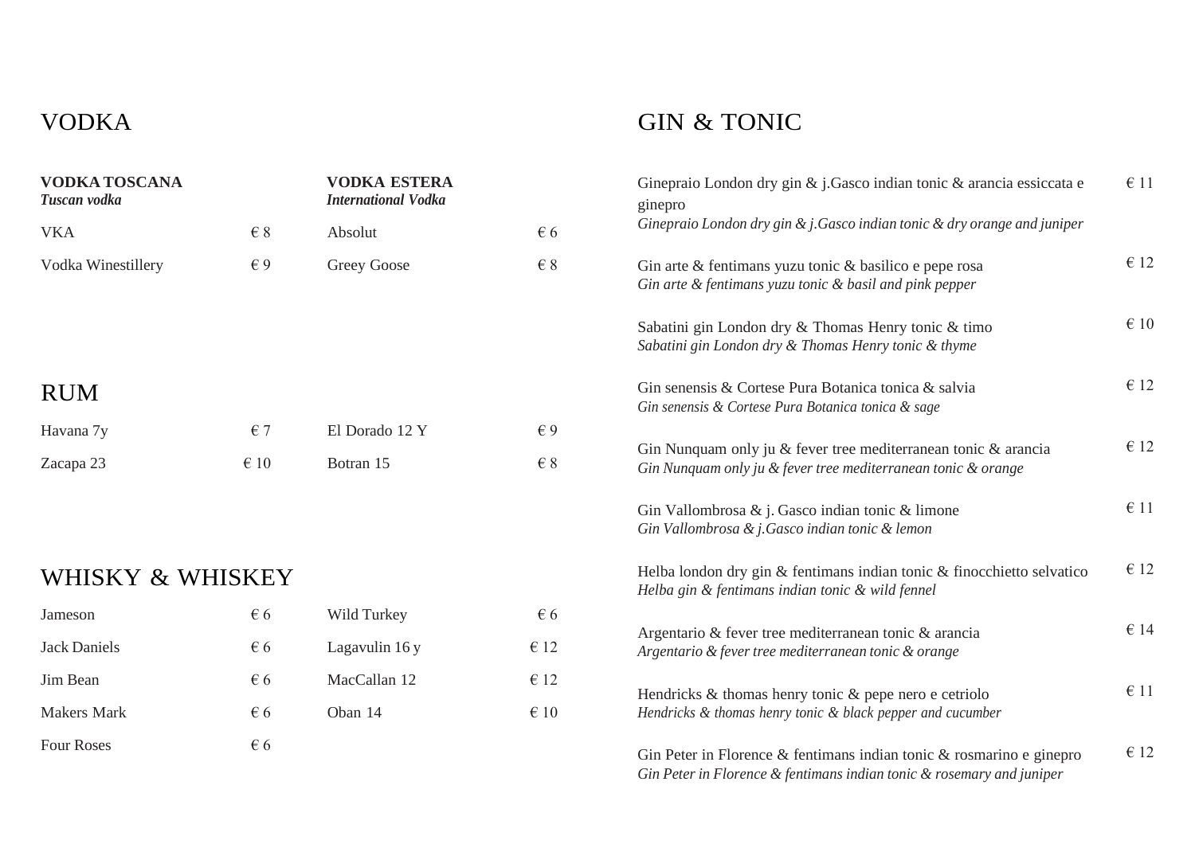# VODKA

| **VODKA TOSCANA** *Tuscan vodka* | | **VODKA ESTERA** *International Vodka* | |
|---|---|---|---|
| VKA | € 8 | Absolut | € 6 |
| Vodka Winestillery | € 9 | Greey Goose | € 8 |

# RUM

| | | | |
|---|---|---|---|
| Havana 7y | € 7 | El Dorado 12 Y | € 9 |
| Zacapa 23 | € 10 | Botran 15 | € 8 |

# WHISKY & WHISKEY

| | | | |
|---|---|---|---|
| Jameson | € 6 | Wild Turkey | € 6 |
| Jack Daniels | € 6 | Lagavulin 16 y | € 12 |
| Jim Bean | € 6 | MacCallan 12 | € 12 |
| Makers Mark | € 6 | Oban 14 | € 10 |
| Four Roses | € 6 | | |

# GIN & TONIC

| | |
|---|---|
| Ginepraio London dry gin & j.Gasco indian tonic & arancia essiccata e ginepro<br>*Ginepraio London dry gin & j.Gasco indian tonic & dry orange and juniper* | € 11 |
| Gin arte & fentimans yuzu tonic & basilico e pepe rosa<br>*Gin arte & fentimans yuzu tonic & basil and pink pepper* | € 12 |
| Sabatini gin London dry & Thomas Henry tonic & timo<br>*Sabatini gin London dry & Thomas Henry tonic & thyme* | € 10 |
| Gin senensis & Cortese Pura Botanica tonica & salvia<br>*Gin senensis & Cortese Pura Botanica tonica & sage* | € 12 |
| Gin Nunquam only ju & fever tree mediterranean tonic & arancia<br>*Gin Nunquam only ju & fever tree mediterranean tonic & orange* | € 12 |
| Gin Vallombrosa & j. Gasco indian tonic & limone<br>*Gin Vallombrosa & j.Gasco indian tonic & lemon* | € 11 |
| Helba london dry gin & fentimans indian tonic & finocchietto selvatico<br>*Helba gin & fentimans indian tonic & wild fennel* | € 12 |
| Argentario & fever tree mediterranean tonic & arancia<br>*Argentario & fever tree mediterranean tonic & orange* | € 14 |
| Hendricks & thomas henry tonic & pepe nero e cetriolo<br>*Hendricks & thomas henry tonic & black pepper and cucumber* | € 11 |
| Gin Peter in Florence & fentimans indian tonic & rosmarino e ginepro<br>*Gin Peter in Florence & fentimans indian tonic & rosemary and juniper* | € 12 |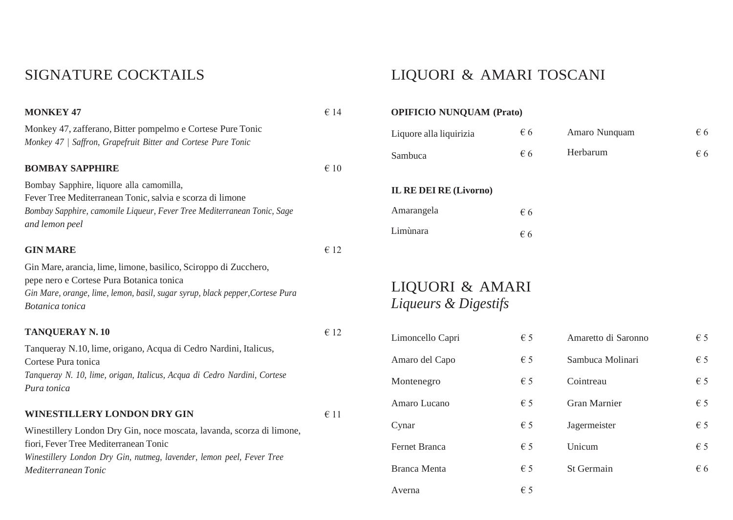## SIGNATURE COCKTAILS

**MONKEY 47** € 14

Monkey 47, zafferano, Bitter pompelmo e Cortese Pure Tonic
*Monkey 47 | Saffron, Grapefruit Bitter and Cortese Pure Tonic*

**BOMBAY SAPPHIRE** € 10

Bombay Sapphire, liquore alla camomilla,
Fever Tree Mediterranean Tonic, salvia e scorza di limone
*Bombay Sapphire, camomile Liqueur, Fever Tree Mediterranean Tonic, Sage and lemon peel*

**GIN MARE** € 12

Gin Mare, arancia, lime, limone, basilico, Sciroppo di Zucchero,
pepe nero e Cortese Pura Botanica tonica
*Gin Mare, orange, lime, lemon, basil, sugar syrup, black pepper,Cortese Pura Botanica tonica*

**TANQUERAY N. 10** € 12

Tanqueray N.10, lime, origano, Acqua di Cedro Nardini, Italicus,
Cortese Pura tonica
*Tanqueray N. 10, lime, origan, Italicus, Acqua di Cedro Nardini, Cortese Pura tonica*

**WINESTILLERY LONDON DRY GIN** € 11

Winestillery London Dry Gin, noce moscata, lavanda, scorza di limone,
fiori, Fever Tree Mediterranean Tonic
*Winestillery London Dry Gin, nutmeg, lavender, lemon peel, Fever Tree Mediterranean Tonic*

## LIQUORI & AMARI TOSCANI

**OPIFICIO NUNQUAM (Prato)**

| | | | |
|---|---|---|---|
| Liquore alla liquirizia | € 6 | Amaro Nunquam | € 6 |
| Sambuca | € 6 | Herbarum | € 6 |

**IL RE DEI RE (Livorno)**

| | |
|---|---|
| Amarangela | € 6 |
| Limùnara | € 6 |

## LIQUORI & AMARI
*Liqueurs & Digestifs*

| | | | |
|---|---|---|---|
| Limoncello Capri | € 5 | Amaretto di Saronno | € 5 |
| Amaro del Capo | € 5 | Sambuca Molinari | € 5 |
| Montenegro | € 5 | Cointreau | € 5 |
| Amaro Lucano | € 5 | Gran Marnier | € 5 |
| Cynar | € 5 | Jagermeister | € 5 |
| Fernet Branca | € 5 | Unicum | € 5 |
| Branca Menta | € 5 | St Germain | € 6 |
| Averna | € 5 | | |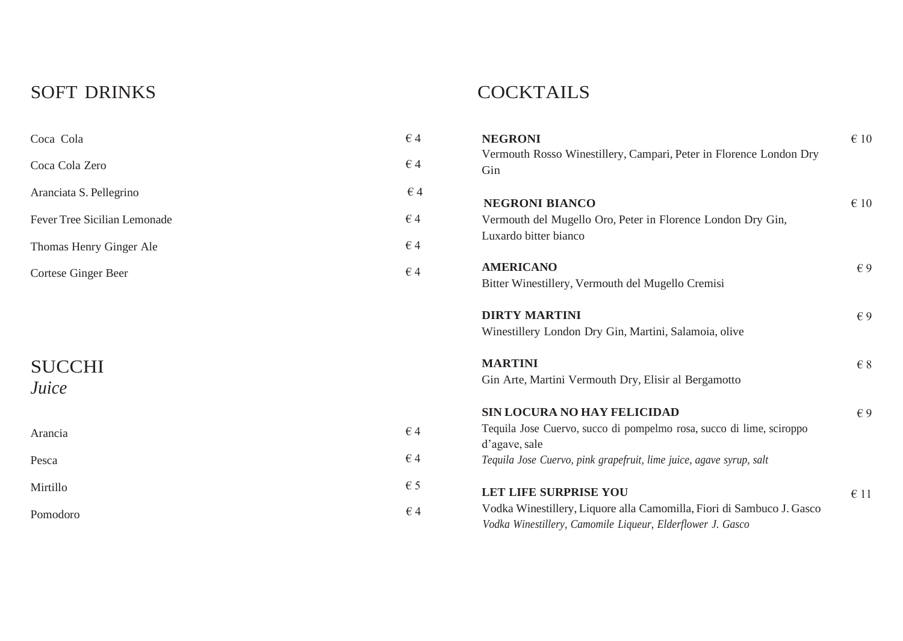## SOFT DRINKS

| | |
|---|---|
| Coca  Cola | € 4 |
| Coca Cola Zero | € 4 |
| Aranciata S. Pellegrino | € 4 |
| Fever Tree Sicilian Lemonade | € 4 |
| Thomas Henry Ginger Ale | € 4 |
| Cortese Ginger Beer | € 4 |

## SUCCHI
*Juice*

| | |
|---|---|
| Arancia | € 4 |
| Pesca | € 4 |
| Mirtillo | € 5 |
| Pomodoro | € 4 |

## COCKTAILS

**NEGRONI** € 10
Vermouth Rosso Winestillery, Campari, Peter in Florence London Dry Gin

**NEGRONI BIANCO** € 10
Vermouth del Mugello Oro, Peter in Florence London Dry Gin, Luxardo bitter bianco

**AMERICANO** € 9
Bitter Winestillery, Vermouth del Mugello Cremisi

**DIRTY MARTINI** € 9
Winestillery London Dry Gin, Martini, Salamoia, olive

**MARTINI** € 8
Gin Arte, Martini Vermouth Dry, Elisir al Bergamotto

**SIN LOCURA NO HAY FELICIDAD** € 9
Tequila Jose Cuervo, succo di pompelmo rosa, succo di lime, sciroppo d'agave, sale
*Tequila Jose Cuervo, pink grapefruit, lime juice, agave syrup, salt*

**LET LIFE SURPRISE YOU** € 11
Vodka Winestillery, Liquore alla Camomilla, Fiori di Sambuco J. Gasco
*Vodka Winestillery, Camomile Liqueur, Elderflower J. Gasco*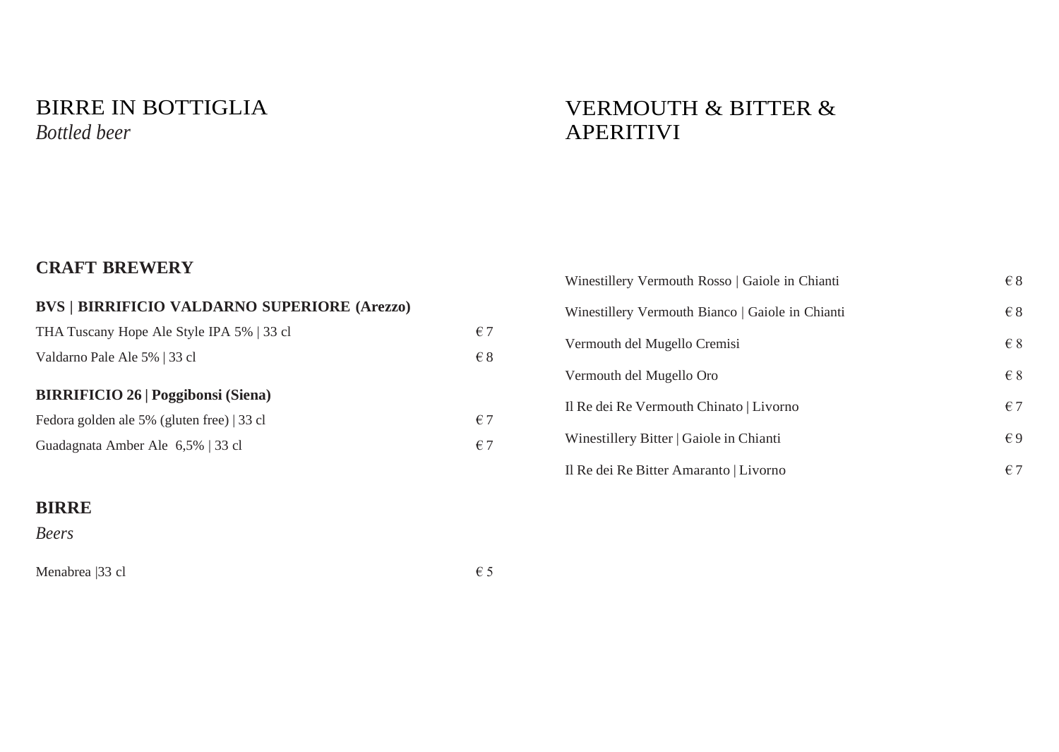# BIRRE IN BOTTIGLIA
*Bottled beer*

## CRAFT BREWERY

**BVS | BIRRIFICIO VALDARNO SUPERIORE (Arezzo)**

| | |
|---|---|
| THA Tuscany Hope Ale Style IPA 5% \| 33 cl | € 7 |
| Valdarno Pale Ale 5% \| 33 cl | € 8 |

**BIRRIFICIO 26 | Poggibonsi (Siena)**

| | |
|---|---|
| Fedora golden ale 5% (gluten free) \| 33 cl | € 7 |
| Guadagnata Amber Ale 6,5% \| 33 cl | € 7 |

## BIRRE
*Beers*

| | |
|---|---|
| Menabrea \|33 cl | € 5 |

# VERMOUTH & BITTER & APERITIVI

| | |
|---|---|
| Winestillery Vermouth Rosso \| Gaiole in Chianti | € 8 |
| Winestillery Vermouth Bianco \| Gaiole in Chianti | € 8 |
| Vermouth del Mugello Cremisi | € 8 |
| Vermouth del Mugello Oro | € 8 |
| Il Re dei Re Vermouth Chinato \| Livorno | € 7 |
| Winestillery Bitter \| Gaiole in Chianti | € 9 |
| Il Re dei Re Bitter Amaranto \| Livorno | € 7 |